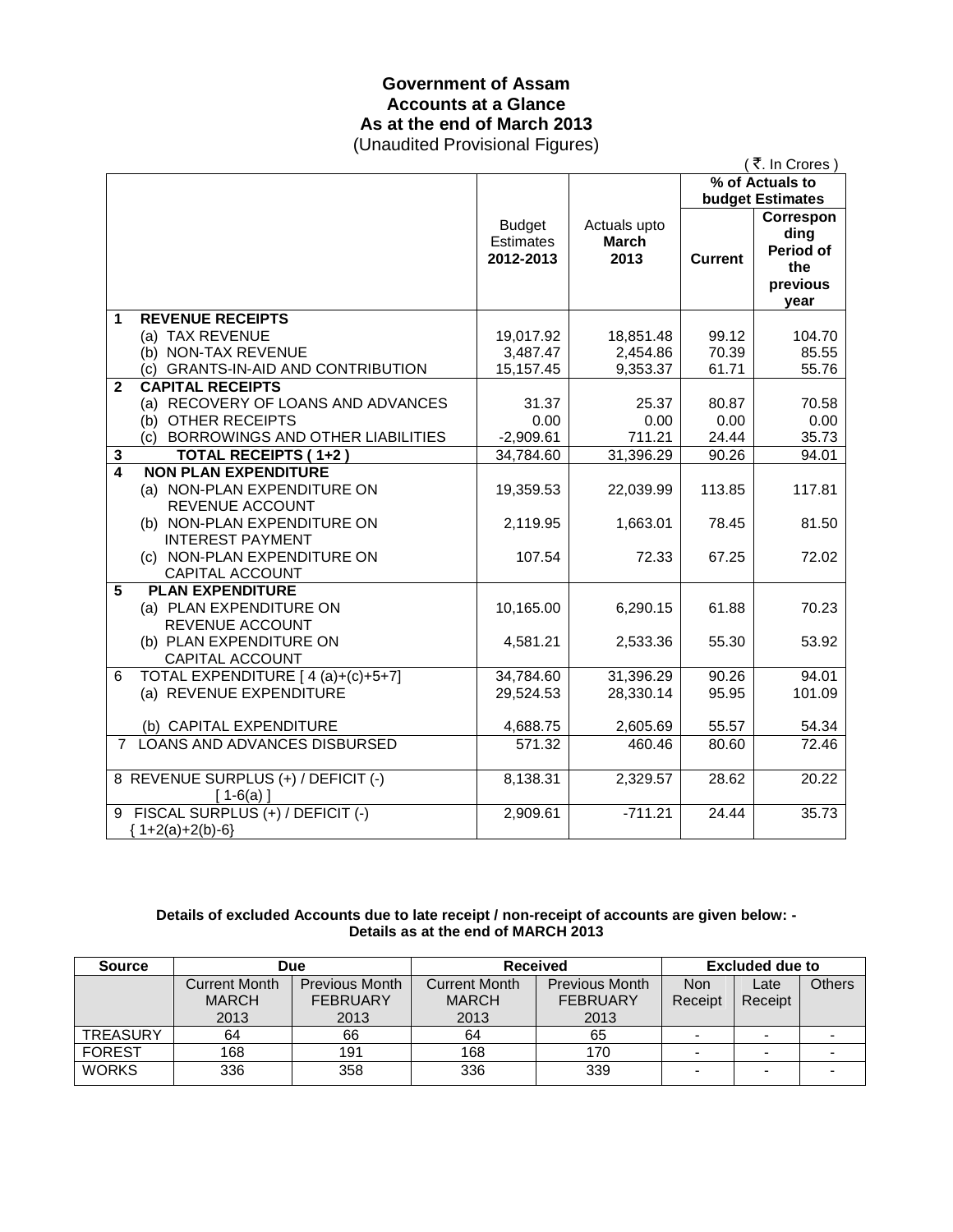# Government of Assam
## Accounts at a Glance
## As at the end of March 2013
(Unaudited Provisional Figures)

( ₹. In Crores )

| | Budget Estimates 2012-2013 | Actuals upto March 2013 | % of Actuals to budget Estimates | |
|---|---|---|---|---|
| | | | Current | Corresponding Period of the previous year |
| **1 REVENUE RECEIPTS** | | | | |
| (a) TAX REVENUE | 19,017.92 | 18,851.48 | 99.12 | 104.70 |
| (b) NON-TAX REVENUE | 3,487.47 | 2,454.86 | 70.39 | 85.55 |
| (c) GRANTS-IN-AID AND CONTRIBUTION | 15,157.45 | 9,353.37 | 61.71 | 55.76 |
| **2 CAPITAL RECEIPTS** | | | | |
| (a) RECOVERY OF LOANS AND ADVANCES | 31.37 | 25.37 | 80.87 | 70.58 |
| (b) OTHER RECEIPTS | 0.00 | 0.00 | 0.00 | 0.00 |
| (c) BORROWINGS AND OTHER LIABILITIES | -2,909.61 | 711.21 | 24.44 | 35.73 |
| **3 TOTAL RECEIPTS ( 1+2 )** | 34,784.60 | 31,396.29 | 90.26 | 94.01 |
| **4 NON PLAN EXPENDITURE** | | | | |
| (a) NON-PLAN EXPENDITURE ON REVENUE ACCOUNT | 19,359.53 | 22,039.99 | 113.85 | 117.81 |
| (b) NON-PLAN EXPENDITURE ON INTEREST PAYMENT | 2,119.95 | 1,663.01 | 78.45 | 81.50 |
| (c) NON-PLAN EXPENDITURE ON CAPITAL ACCOUNT | 107.54 | 72.33 | 67.25 | 72.02 |
| **5 PLAN EXPENDITURE** | | | | |
| (a) PLAN EXPENDITURE ON REVENUE ACCOUNT | 10,165.00 | 6,290.15 | 61.88 | 70.23 |
| (b) PLAN EXPENDITURE ON CAPITAL ACCOUNT | 4,581.21 | 2,533.36 | 55.30 | 53.92 |
| 6 TOTAL EXPENDITURE [ 4 (a)+(c)+5+7] | 34,784.60 | 31,396.29 | 90.26 | 94.01 |
| (a) REVENUE EXPENDITURE | 29,524.53 | 28,330.14 | 95.95 | 101.09 |
| (b) CAPITAL EXPENDITURE | 4,688.75 | 2,605.69 | 55.57 | 54.34 |
| 7 LOANS AND ADVANCES DISBURSED | 571.32 | 460.46 | 80.60 | 72.46 |
| 8 REVENUE SURPLUS (+) / DEFICIT (-) [ 1-6(a) ] | 8,138.31 | 2,329.57 | 28.62 | 20.22 |
| 9 FISCAL SURPLUS (+) / DEFICIT (-) { 1+2(a)+2(b)-6} | 2,909.61 | -711.21 | 24.44 | 35.73 |

**Details of excluded Accounts due to late receipt / non-receipt of accounts are given below: -**
**Details as at the end of MARCH 2013**

| Source | Due | | Received | | Excluded due to | | |
|---|---|---|---|---|---|---|---|
| | Current Month MARCH 2013 | Previous Month FEBRUARY 2013 | Current Month MARCH 2013 | Previous Month FEBRUARY 2013 | Non Receipt | Late Receipt | Others |
| TREASURY | 64 | 66 | 64 | 65 | - | - | - |
| FOREST | 168 | 191 | 168 | 170 | - | - | - |
| WORKS | 336 | 358 | 336 | 339 | - | - | - |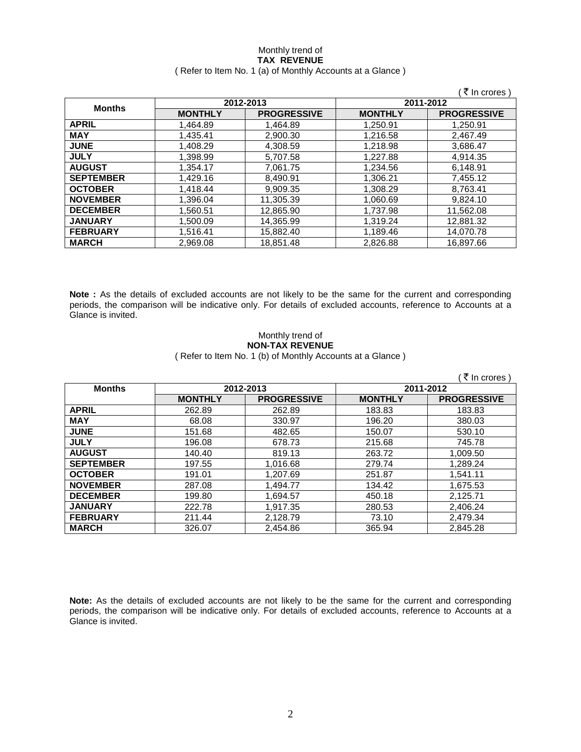Monthly trend of

**TAX REVENUE**

( Refer to Item No. 1 (a) of Monthly Accounts at a Glance )

( ₹ In crores )

| Months | 2012-2013 | | 2011-2012 | |
|---|---|---|---|---|
| | **MONTHLY** | **PROGRESSIVE** | **MONTHLY** | **PROGRESSIVE** |
| **APRIL** | 1,464.89 | 1,464.89 | 1,250.91 | 1,250.91 |
| **MAY** | 1,435.41 | 2,900.30 | 1,216.58 | 2,467.49 |
| **JUNE** | 1,408.29 | 4,308.59 | 1,218.98 | 3,686.47 |
| **JULY** | 1,398.99 | 5,707.58 | 1,227.88 | 4,914.35 |
| **AUGUST** | 1,354.17 | 7,061.75 | 1,234.56 | 6,148.91 |
| **SEPTEMBER** | 1,429.16 | 8,490.91 | 1,306.21 | 7,455.12 |
| **OCTOBER** | 1,418.44 | 9,909.35 | 1,308.29 | 8,763.41 |
| **NOVEMBER** | 1,396.04 | 11,305.39 | 1,060.69 | 9,824.10 |
| **DECEMBER** | 1,560.51 | 12,865.90 | 1,737.98 | 11,562.08 |
| **JANUARY** | 1,500.09 | 14,365.99 | 1,319.24 | 12,881.32 |
| **FEBRUARY** | 1,516.41 | 15,882.40 | 1,189.46 | 14,070.78 |
| **MARCH** | 2,969.08 | 18,851.48 | 2,826.88 | 16,897.66 |

**Note :** As the details of excluded accounts are not likely to be the same for the current and corresponding periods, the comparison will be indicative only. For details of excluded accounts, reference to Accounts at a Glance is invited.

Monthly trend of

**NON-TAX REVENUE**

( Refer to Item No. 1 (b) of Monthly Accounts at a Glance )

( ₹ In crores )

| Months | 2012-2013 | | 2011-2012 | |
|---|---|---|---|---|
| | **MONTHLY** | **PROGRESSIVE** | **MONTHLY** | **PROGRESSIVE** |
| **APRIL** | 262.89 | 262.89 | 183.83 | 183.83 |
| **MAY** | 68.08 | 330.97 | 196.20 | 380.03 |
| **JUNE** | 151.68 | 482.65 | 150.07 | 530.10 |
| **JULY** | 196.08 | 678.73 | 215.68 | 745.78 |
| **AUGUST** | 140.40 | 819.13 | 263.72 | 1,009.50 |
| **SEPTEMBER** | 197.55 | 1,016.68 | 279.74 | 1,289.24 |
| **OCTOBER** | 191.01 | 1,207.69 | 251.87 | 1,541.11 |
| **NOVEMBER** | 287.08 | 1,494.77 | 134.42 | 1,675.53 |
| **DECEMBER** | 199.80 | 1,694.57 | 450.18 | 2,125.71 |
| **JANUARY** | 222.78 | 1,917.35 | 280.53 | 2,406.24 |
| **FEBRUARY** | 211.44 | 2,128.79 | 73.10 | 2,479.34 |
| **MARCH** | 326.07 | 2,454.86 | 365.94 | 2,845.28 |

**Note:** As the details of excluded accounts are not likely to be the same for the current and corresponding periods, the comparison will be indicative only. For details of excluded accounts, reference to Accounts at a Glance is invited.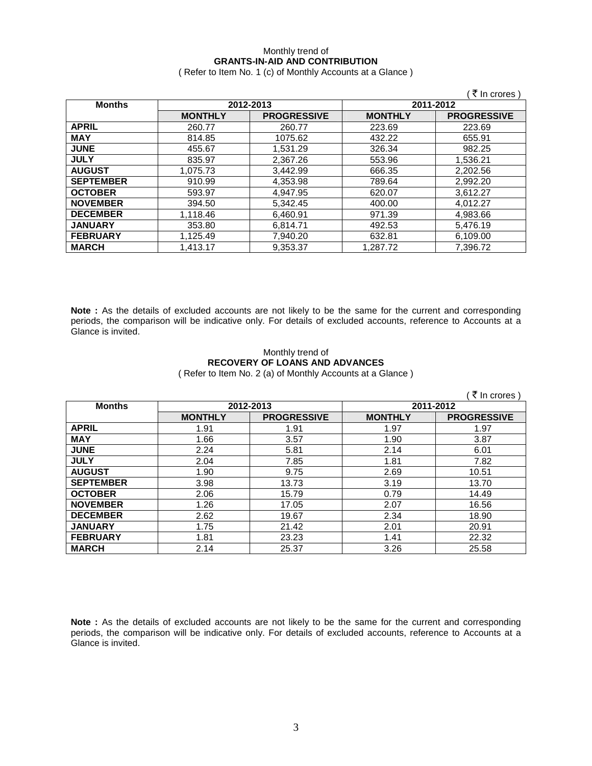Monthly trend of

**GRANTS-IN-AID AND CONTRIBUTION**

( Refer to Item No. 1 (c) of Monthly Accounts at a Glance )

( ₹ In crores )

| Months | 2012-2013 | | 2011-2012 | |
|---|---|---|---|---|
| | **MONTHLY** | **PROGRESSIVE** | **MONTHLY** | **PROGRESSIVE** |
| **APRIL** | 260.77 | 260.77 | 223.69 | 223.69 |
| **MAY** | 814.85 | 1075.62 | 432.22 | 655.91 |
| **JUNE** | 455.67 | 1,531.29 | 326.34 | 982.25 |
| **JULY** | 835.97 | 2,367.26 | 553.96 | 1,536.21 |
| **AUGUST** | 1,075.73 | 3,442.99 | 666.35 | 2,202.56 |
| **SEPTEMBER** | 910.99 | 4,353.98 | 789.64 | 2,992.20 |
| **OCTOBER** | 593.97 | 4,947.95 | 620.07 | 3,612.27 |
| **NOVEMBER** | 394.50 | 5,342.45 | 400.00 | 4,012.27 |
| **DECEMBER** | 1,118.46 | 6,460.91 | 971.39 | 4,983.66 |
| **JANUARY** | 353.80 | 6,814.71 | 492.53 | 5,476.19 |
| **FEBRUARY** | 1,125.49 | 7,940.20 | 632.81 | 6,109.00 |
| **MARCH** | 1,413.17 | 9,353.37 | 1,287.72 | 7,396.72 |

**Note :** As the details of excluded accounts are not likely to be the same for the current and corresponding periods, the comparison will be indicative only. For details of excluded accounts, reference to Accounts at a Glance is invited.

Monthly trend of

**RECOVERY OF LOANS AND ADVANCES**

( Refer to Item No. 2 (a) of Monthly Accounts at a Glance )

( ₹ In crores )

| Months | 2012-2013 | | 2011-2012 | |
|---|---|---|---|---|
| | **MONTHLY** | **PROGRESSIVE** | **MONTHLY** | **PROGRESSIVE** |
| **APRIL** | 1.91 | 1.91 | 1.97 | 1.97 |
| **MAY** | 1.66 | 3.57 | 1.90 | 3.87 |
| **JUNE** | 2.24 | 5.81 | 2.14 | 6.01 |
| **JULY** | 2.04 | 7.85 | 1.81 | 7.82 |
| **AUGUST** | 1.90 | 9.75 | 2.69 | 10.51 |
| **SEPTEMBER** | 3.98 | 13.73 | 3.19 | 13.70 |
| **OCTOBER** | 2.06 | 15.79 | 0.79 | 14.49 |
| **NOVEMBER** | 1.26 | 17.05 | 2.07 | 16.56 |
| **DECEMBER** | 2.62 | 19.67 | 2.34 | 18.90 |
| **JANUARY** | 1.75 | 21.42 | 2.01 | 20.91 |
| **FEBRUARY** | 1.81 | 23.23 | 1.41 | 22.32 |
| **MARCH** | 2.14 | 25.37 | 3.26 | 25.58 |

**Note :** As the details of excluded accounts are not likely to be the same for the current and corresponding periods, the comparison will be indicative only. For details of excluded accounts, reference to Accounts at a Glance is invited.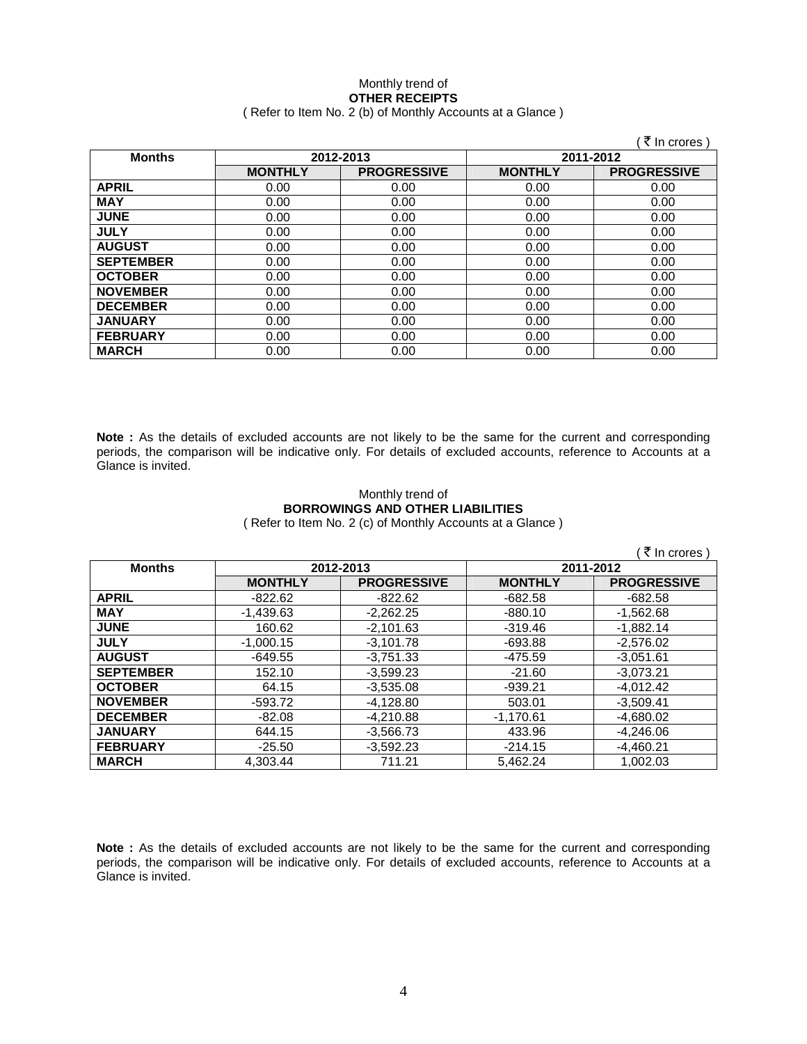Monthly trend of

**OTHER RECEIPTS**

( Refer to Item No. 2 (b) of Monthly Accounts at a Glance )

( ₹ In crores )

| Months | 2012-2013 | | 2011-2012 | |
|---|---|---|---|---|
| | **MONTHLY** | **PROGRESSIVE** | **MONTHLY** | **PROGRESSIVE** |
| **APRIL** | 0.00 | 0.00 | 0.00 | 0.00 |
| **MAY** | 0.00 | 0.00 | 0.00 | 0.00 |
| **JUNE** | 0.00 | 0.00 | 0.00 | 0.00 |
| **JULY** | 0.00 | 0.00 | 0.00 | 0.00 |
| **AUGUST** | 0.00 | 0.00 | 0.00 | 0.00 |
| **SEPTEMBER** | 0.00 | 0.00 | 0.00 | 0.00 |
| **OCTOBER** | 0.00 | 0.00 | 0.00 | 0.00 |
| **NOVEMBER** | 0.00 | 0.00 | 0.00 | 0.00 |
| **DECEMBER** | 0.00 | 0.00 | 0.00 | 0.00 |
| **JANUARY** | 0.00 | 0.00 | 0.00 | 0.00 |
| **FEBRUARY** | 0.00 | 0.00 | 0.00 | 0.00 |
| **MARCH** | 0.00 | 0.00 | 0.00 | 0.00 |

**Note :** As the details of excluded accounts are not likely to be the same for the current and corresponding periods, the comparison will be indicative only. For details of excluded accounts, reference to Accounts at a Glance is invited.

Monthly trend of

**BORROWINGS AND OTHER LIABILITIES**

( Refer to Item No. 2 (c) of Monthly Accounts at a Glance )

( ₹ In crores )

| Months | 2012-2013 | | 2011-2012 | |
|---|---|---|---|---|
| | **MONTHLY** | **PROGRESSIVE** | **MONTHLY** | **PROGRESSIVE** |
| **APRIL** | -822.62 | -822.62 | -682.58 | -682.58 |
| **MAY** | -1,439.63 | -2,262.25 | -880.10 | -1,562.68 |
| **JUNE** | 160.62 | -2,101.63 | -319.46 | -1,882.14 |
| **JULY** | -1,000.15 | -3,101.78 | -693.88 | -2,576.02 |
| **AUGUST** | -649.55 | -3,751.33 | -475.59 | -3,051.61 |
| **SEPTEMBER** | 152.10 | -3,599.23 | -21.60 | -3,073.21 |
| **OCTOBER** | 64.15 | -3,535.08 | -939.21 | -4,012.42 |
| **NOVEMBER** | -593.72 | -4,128.80 | 503.01 | -3,509.41 |
| **DECEMBER** | -82.08 | -4,210.88 | -1,170.61 | -4,680.02 |
| **JANUARY** | 644.15 | -3,566.73 | 433.96 | -4,246.06 |
| **FEBRUARY** | -25.50 | -3,592.23 | -214.15 | -4,460.21 |
| **MARCH** | 4,303.44 | 711.21 | 5,462.24 | 1,002.03 |

**Note :** As the details of excluded accounts are not likely to be the same for the current and corresponding periods, the comparison will be indicative only. For details of excluded accounts, reference to Accounts at a Glance is invited.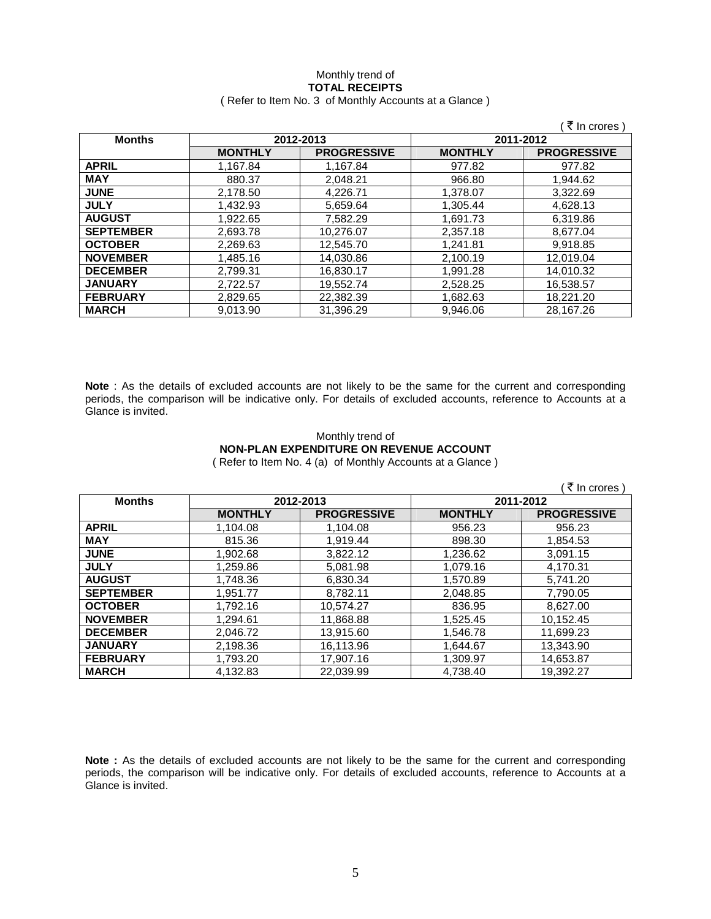Monthly trend of

**TOTAL RECEIPTS**

( Refer to Item No. 3 of Monthly Accounts at a Glance )

( ₹ In crores )

| Months | 2012-2013 | | 2011-2012 | |
|---|---|---|---|---|
| | **MONTHLY** | **PROGRESSIVE** | **MONTHLY** | **PROGRESSIVE** |
| **APRIL** | 1,167.84 | 1,167.84 | 977.82 | 977.82 |
| **MAY** | 880.37 | 2,048.21 | 966.80 | 1,944.62 |
| **JUNE** | 2,178.50 | 4,226.71 | 1,378.07 | 3,322.69 |
| **JULY** | 1,432.93 | 5,659.64 | 1,305.44 | 4,628.13 |
| **AUGUST** | 1,922.65 | 7,582.29 | 1,691.73 | 6,319.86 |
| **SEPTEMBER** | 2,693.78 | 10,276.07 | 2,357.18 | 8,677.04 |
| **OCTOBER** | 2,269.63 | 12,545.70 | 1,241.81 | 9,918.85 |
| **NOVEMBER** | 1,485.16 | 14,030.86 | 2,100.19 | 12,019.04 |
| **DECEMBER** | 2,799.31 | 16,830.17 | 1,991.28 | 14,010.32 |
| **JANUARY** | 2,722.57 | 19,552.74 | 2,528.25 | 16,538.57 |
| **FEBRUARY** | 2,829.65 | 22,382.39 | 1,682.63 | 18,221.20 |
| **MARCH** | 9,013.90 | 31,396.29 | 9,946.06 | 28,167.26 |

**Note** : As the details of excluded accounts are not likely to be the same for the current and corresponding periods, the comparison will be indicative only. For details of excluded accounts, reference to Accounts at a Glance is invited.

Monthly trend of

**NON-PLAN EXPENDITURE ON REVENUE ACCOUNT**

( Refer to Item No. 4 (a) of Monthly Accounts at a Glance )

( ₹ In crores )

| Months | 2012-2013 | | 2011-2012 | |
|---|---|---|---|---|
| | **MONTHLY** | **PROGRESSIVE** | **MONTHLY** | **PROGRESSIVE** |
| **APRIL** | 1,104.08 | 1,104.08 | 956.23 | 956.23 |
| **MAY** | 815.36 | 1,919.44 | 898.30 | 1,854.53 |
| **JUNE** | 1,902.68 | 3,822.12 | 1,236.62 | 3,091.15 |
| **JULY** | 1,259.86 | 5,081.98 | 1,079.16 | 4,170.31 |
| **AUGUST** | 1,748.36 | 6,830.34 | 1,570.89 | 5,741.20 |
| **SEPTEMBER** | 1,951.77 | 8,782.11 | 2,048.85 | 7,790.05 |
| **OCTOBER** | 1,792.16 | 10,574.27 | 836.95 | 8,627.00 |
| **NOVEMBER** | 1,294.61 | 11,868.88 | 1,525.45 | 10,152.45 |
| **DECEMBER** | 2,046.72 | 13,915.60 | 1,546.78 | 11,699.23 |
| **JANUARY** | 2,198.36 | 16,113.96 | 1,644.67 | 13,343.90 |
| **FEBRUARY** | 1,793.20 | 17,907.16 | 1,309.97 | 14,653.87 |
| **MARCH** | 4,132.83 | 22,039.99 | 4,738.40 | 19,392.27 |

**Note :** As the details of excluded accounts are not likely to be the same for the current and corresponding periods, the comparison will be indicative only. For details of excluded accounts, reference to Accounts at a Glance is invited.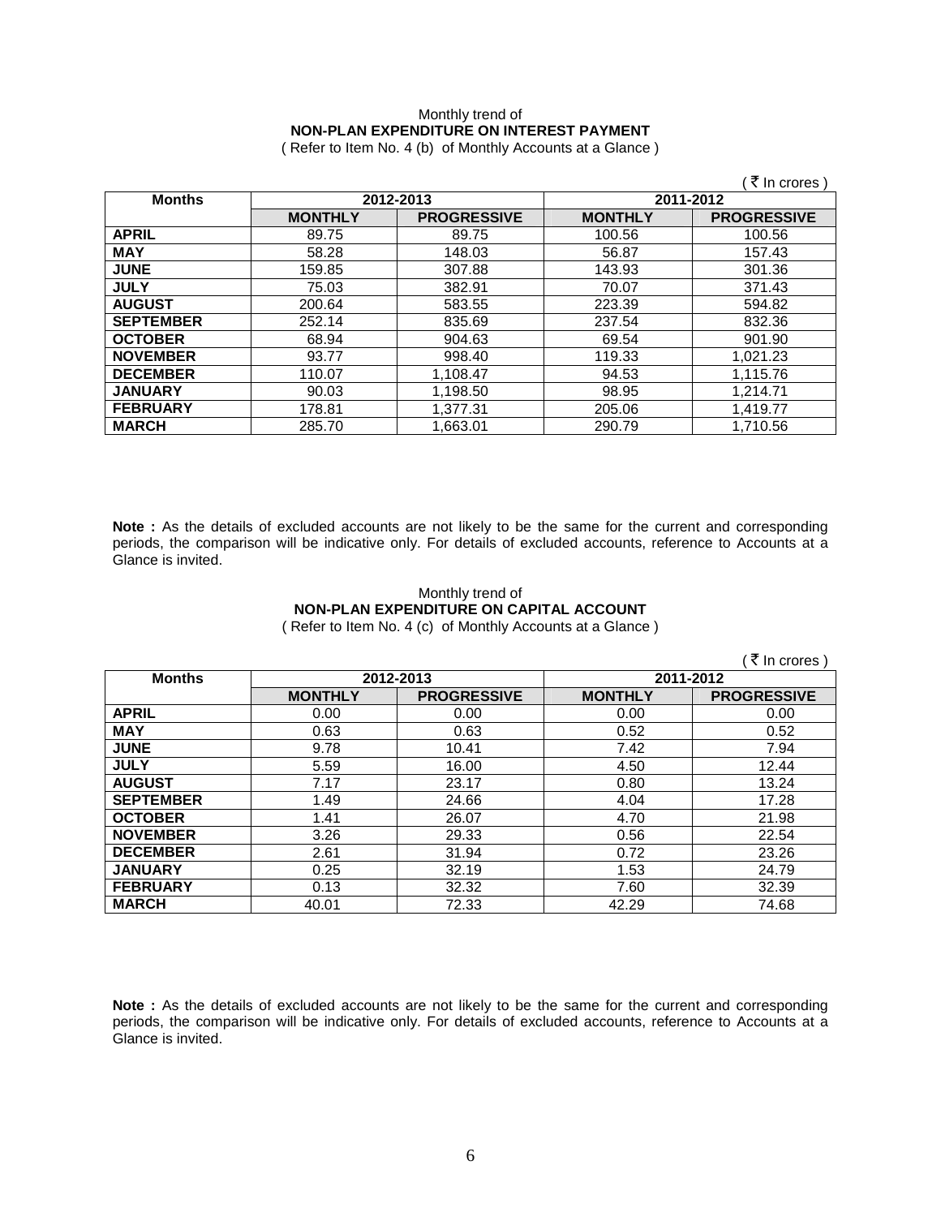Monthly trend of

**NON-PLAN EXPENDITURE ON INTEREST PAYMENT**

( Refer to Item No. 4 (b) of Monthly Accounts at a Glance )

( ₹ In crores )

| Months | 2012-2013 | | 2011-2012 | |
|---|---|---|---|---|
| | **MONTHLY** | **PROGRESSIVE** | **MONTHLY** | **PROGRESSIVE** |
| **APRIL** | 89.75 | 89.75 | 100.56 | 100.56 |
| **MAY** | 58.28 | 148.03 | 56.87 | 157.43 |
| **JUNE** | 159.85 | 307.88 | 143.93 | 301.36 |
| **JULY** | 75.03 | 382.91 | 70.07 | 371.43 |
| **AUGUST** | 200.64 | 583.55 | 223.39 | 594.82 |
| **SEPTEMBER** | 252.14 | 835.69 | 237.54 | 832.36 |
| **OCTOBER** | 68.94 | 904.63 | 69.54 | 901.90 |
| **NOVEMBER** | 93.77 | 998.40 | 119.33 | 1,021.23 |
| **DECEMBER** | 110.07 | 1,108.47 | 94.53 | 1,115.76 |
| **JANUARY** | 90.03 | 1,198.50 | 98.95 | 1,214.71 |
| **FEBRUARY** | 178.81 | 1,377.31 | 205.06 | 1,419.77 |
| **MARCH** | 285.70 | 1,663.01 | 290.79 | 1,710.56 |

**Note :** As the details of excluded accounts are not likely to be the same for the current and corresponding periods, the comparison will be indicative only. For details of excluded accounts, reference to Accounts at a Glance is invited.

Monthly trend of

**NON-PLAN EXPENDITURE ON CAPITAL ACCOUNT**

( Refer to Item No. 4 (c) of Monthly Accounts at a Glance )

( ₹ In crores )

| Months | 2012-2013 | | 2011-2012 | |
|---|---|---|---|---|
| | **MONTHLY** | **PROGRESSIVE** | **MONTHLY** | **PROGRESSIVE** |
| **APRIL** | 0.00 | 0.00 | 0.00 | 0.00 |
| **MAY** | 0.63 | 0.63 | 0.52 | 0.52 |
| **JUNE** | 9.78 | 10.41 | 7.42 | 7.94 |
| **JULY** | 5.59 | 16.00 | 4.50 | 12.44 |
| **AUGUST** | 7.17 | 23.17 | 0.80 | 13.24 |
| **SEPTEMBER** | 1.49 | 24.66 | 4.04 | 17.28 |
| **OCTOBER** | 1.41 | 26.07 | 4.70 | 21.98 |
| **NOVEMBER** | 3.26 | 29.33 | 0.56 | 22.54 |
| **DECEMBER** | 2.61 | 31.94 | 0.72 | 23.26 |
| **JANUARY** | 0.25 | 32.19 | 1.53 | 24.79 |
| **FEBRUARY** | 0.13 | 32.32 | 7.60 | 32.39 |
| **MARCH** | 40.01 | 72.33 | 42.29 | 74.68 |

**Note :** As the details of excluded accounts are not likely to be the same for the current and corresponding periods, the comparison will be indicative only. For details of excluded accounts, reference to Accounts at a Glance is invited.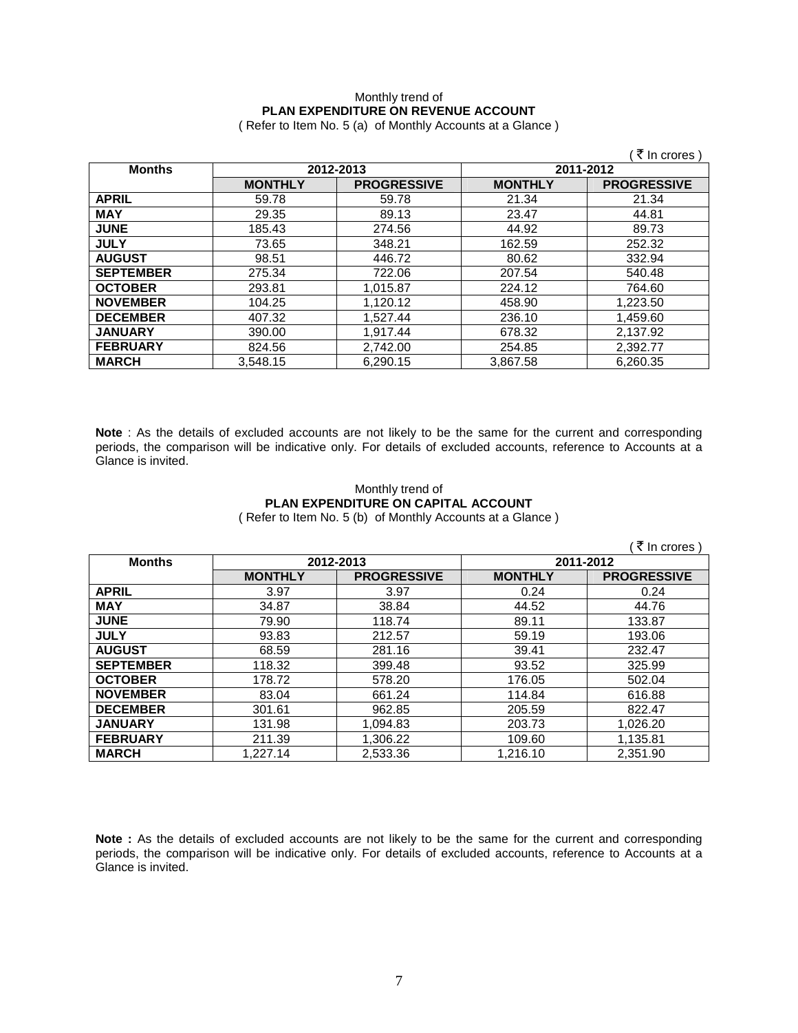Monthly trend of

**PLAN EXPENDITURE ON REVENUE ACCOUNT**

( Refer to Item No. 5 (a) of Monthly Accounts at a Glance )

( ₹ In crores )

| Months | 2012-2013 | | 2011-2012 | |
|---|---|---|---|---|
| | **MONTHLY** | **PROGRESSIVE** | **MONTHLY** | **PROGRESSIVE** |
| **APRIL** | 59.78 | 59.78 | 21.34 | 21.34 |
| **MAY** | 29.35 | 89.13 | 23.47 | 44.81 |
| **JUNE** | 185.43 | 274.56 | 44.92 | 89.73 |
| **JULY** | 73.65 | 348.21 | 162.59 | 252.32 |
| **AUGUST** | 98.51 | 446.72 | 80.62 | 332.94 |
| **SEPTEMBER** | 275.34 | 722.06 | 207.54 | 540.48 |
| **OCTOBER** | 293.81 | 1,015.87 | 224.12 | 764.60 |
| **NOVEMBER** | 104.25 | 1,120.12 | 458.90 | 1,223.50 |
| **DECEMBER** | 407.32 | 1,527.44 | 236.10 | 1,459.60 |
| **JANUARY** | 390.00 | 1,917.44 | 678.32 | 2,137.92 |
| **FEBRUARY** | 824.56 | 2,742.00 | 254.85 | 2,392.77 |
| **MARCH** | 3,548.15 | 6,290.15 | 3,867.58 | 6,260.35 |

**Note** : As the details of excluded accounts are not likely to be the same for the current and corresponding periods, the comparison will be indicative only. For details of excluded accounts, reference to Accounts at a Glance is invited.

Monthly trend of

**PLAN EXPENDITURE ON CAPITAL ACCOUNT**

( Refer to Item No. 5 (b) of Monthly Accounts at a Glance )

( ₹ In crores )

| Months | 2012-2013 | | 2011-2012 | |
|---|---|---|---|---|
| | **MONTHLY** | **PROGRESSIVE** | **MONTHLY** | **PROGRESSIVE** |
| **APRIL** | 3.97 | 3.97 | 0.24 | 0.24 |
| **MAY** | 34.87 | 38.84 | 44.52 | 44.76 |
| **JUNE** | 79.90 | 118.74 | 89.11 | 133.87 |
| **JULY** | 93.83 | 212.57 | 59.19 | 193.06 |
| **AUGUST** | 68.59 | 281.16 | 39.41 | 232.47 |
| **SEPTEMBER** | 118.32 | 399.48 | 93.52 | 325.99 |
| **OCTOBER** | 178.72 | 578.20 | 176.05 | 502.04 |
| **NOVEMBER** | 83.04 | 661.24 | 114.84 | 616.88 |
| **DECEMBER** | 301.61 | 962.85 | 205.59 | 822.47 |
| **JANUARY** | 131.98 | 1,094.83 | 203.73 | 1,026.20 |
| **FEBRUARY** | 211.39 | 1,306.22 | 109.60 | 1,135.81 |
| **MARCH** | 1,227.14 | 2,533.36 | 1,216.10 | 2,351.90 |

**Note :** As the details of excluded accounts are not likely to be the same for the current and corresponding periods, the comparison will be indicative only. For details of excluded accounts, reference to Accounts at a Glance is invited.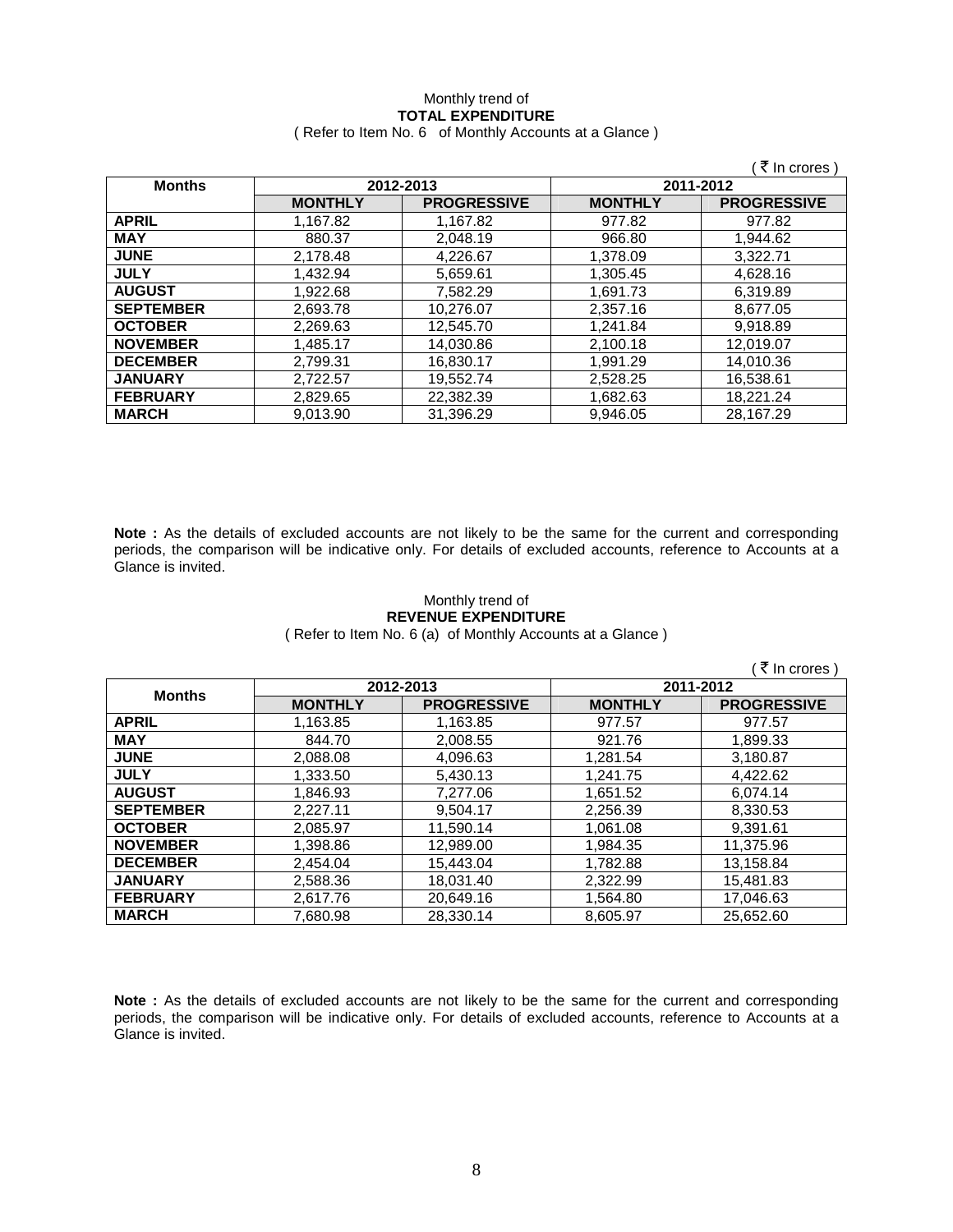Monthly trend of

**TOTAL EXPENDITURE**

( Refer to Item No. 6 of Monthly Accounts at a Glance )

( ₹ In crores )

| Months | 2012-2013 | | 2011-2012 | |
|---|---|---|---|---|
| | **MONTHLY** | **PROGRESSIVE** | **MONTHLY** | **PROGRESSIVE** |
| **APRIL** | 1,167.82 | 1,167.82 | 977.82 | 977.82 |
| **MAY** | 880.37 | 2,048.19 | 966.80 | 1,944.62 |
| **JUNE** | 2,178.48 | 4,226.67 | 1,378.09 | 3,322.71 |
| **JULY** | 1,432.94 | 5,659.61 | 1,305.45 | 4,628.16 |
| **AUGUST** | 1,922.68 | 7,582.29 | 1,691.73 | 6,319.89 |
| **SEPTEMBER** | 2,693.78 | 10,276.07 | 2,357.16 | 8,677.05 |
| **OCTOBER** | 2,269.63 | 12,545.70 | 1,241.84 | 9,918.89 |
| **NOVEMBER** | 1,485.17 | 14,030.86 | 2,100.18 | 12,019.07 |
| **DECEMBER** | 2,799.31 | 16,830.17 | 1,991.29 | 14,010.36 |
| **JANUARY** | 2,722.57 | 19,552.74 | 2,528.25 | 16,538.61 |
| **FEBRUARY** | 2,829.65 | 22,382.39 | 1,682.63 | 18,221.24 |
| **MARCH** | 9,013.90 | 31,396.29 | 9,946.05 | 28,167.29 |

**Note :** As the details of excluded accounts are not likely to be the same for the current and corresponding periods, the comparison will be indicative only. For details of excluded accounts, reference to Accounts at a Glance is invited.

Monthly trend of

**REVENUE EXPENDITURE**

( Refer to Item No. 6 (a) of Monthly Accounts at a Glance )

( ₹ In crores )

| Months | 2012-2013 | | 2011-2012 | |
|---|---|---|---|---|
| | **MONTHLY** | **PROGRESSIVE** | **MONTHLY** | **PROGRESSIVE** |
| **APRIL** | 1,163.85 | 1,163.85 | 977.57 | 977.57 |
| **MAY** | 844.70 | 2,008.55 | 921.76 | 1,899.33 |
| **JUNE** | 2,088.08 | 4,096.63 | 1,281.54 | 3,180.87 |
| **JULY** | 1,333.50 | 5,430.13 | 1,241.75 | 4,422.62 |
| **AUGUST** | 1,846.93 | 7,277.06 | 1,651.52 | 6,074.14 |
| **SEPTEMBER** | 2,227.11 | 9,504.17 | 2,256.39 | 8,330.53 |
| **OCTOBER** | 2,085.97 | 11,590.14 | 1,061.08 | 9,391.61 |
| **NOVEMBER** | 1,398.86 | 12,989.00 | 1,984.35 | 11,375.96 |
| **DECEMBER** | 2,454.04 | 15,443.04 | 1,782.88 | 13,158.84 |
| **JANUARY** | 2,588.36 | 18,031.40 | 2,322.99 | 15,481.83 |
| **FEBRUARY** | 2,617.76 | 20,649.16 | 1,564.80 | 17,046.63 |
| **MARCH** | 7,680.98 | 28,330.14 | 8,605.97 | 25,652.60 |

**Note :** As the details of excluded accounts are not likely to be the same for the current and corresponding periods, the comparison will be indicative only. For details of excluded accounts, reference to Accounts at a Glance is invited.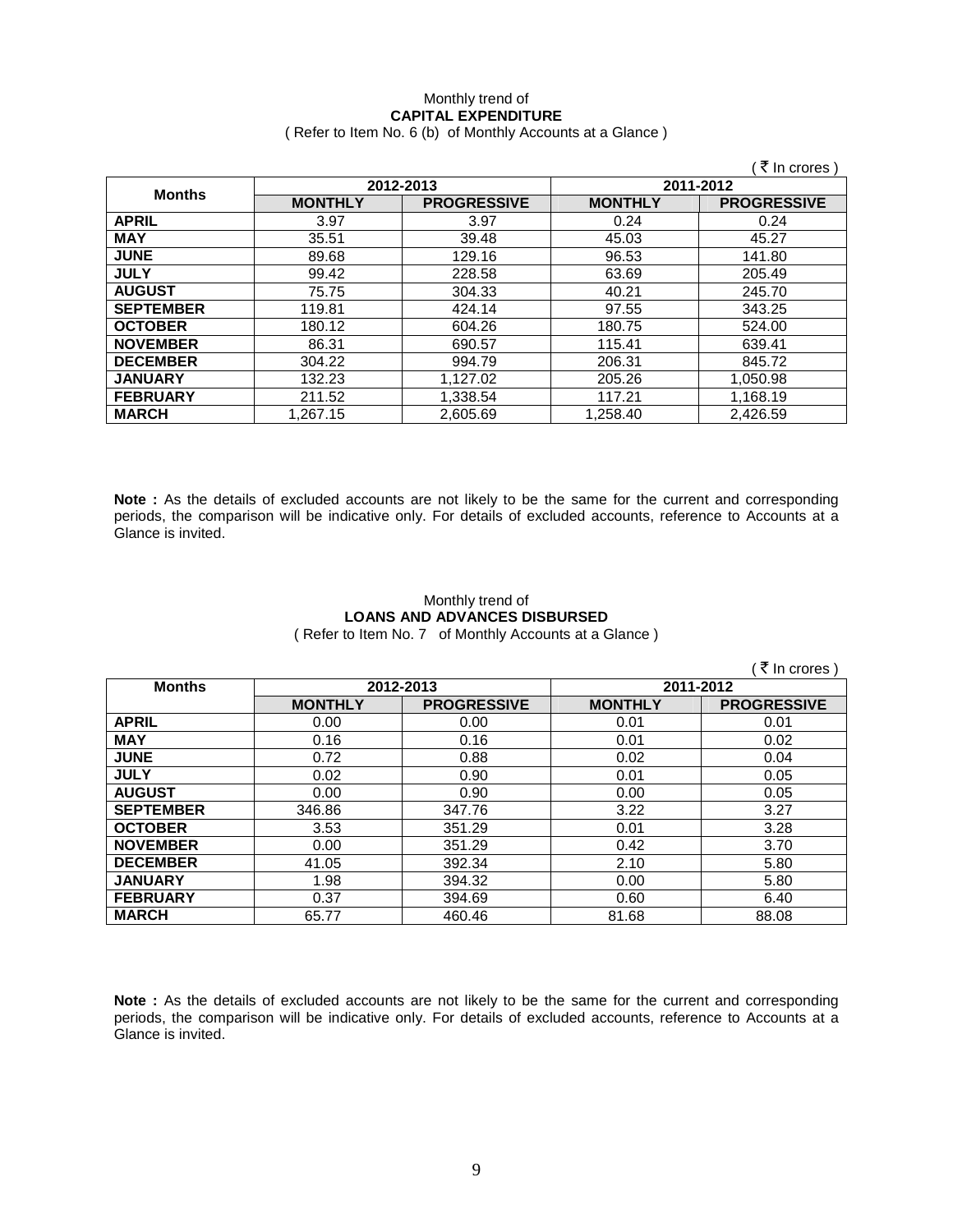Monthly trend of

**CAPITAL EXPENDITURE**

( Refer to Item No. 6 (b) of Monthly Accounts at a Glance )

( ₹ In crores )

| Months | 2012-2013 | | 2011-2012 | |
|---|---|---|---|---|
| | MONTHLY | PROGRESSIVE | MONTHLY | PROGRESSIVE |
| APRIL | 3.97 | 3.97 | 0.24 | 0.24 |
| MAY | 35.51 | 39.48 | 45.03 | 45.27 |
| JUNE | 89.68 | 129.16 | 96.53 | 141.80 |
| JULY | 99.42 | 228.58 | 63.69 | 205.49 |
| AUGUST | 75.75 | 304.33 | 40.21 | 245.70 |
| SEPTEMBER | 119.81 | 424.14 | 97.55 | 343.25 |
| OCTOBER | 180.12 | 604.26 | 180.75 | 524.00 |
| NOVEMBER | 86.31 | 690.57 | 115.41 | 639.41 |
| DECEMBER | 304.22 | 994.79 | 206.31 | 845.72 |
| JANUARY | 132.23 | 1,127.02 | 205.26 | 1,050.98 |
| FEBRUARY | 211.52 | 1,338.54 | 117.21 | 1,168.19 |
| MARCH | 1,267.15 | 2,605.69 | 1,258.40 | 2,426.59 |

**Note :** As the details of excluded accounts are not likely to be the same for the current and corresponding periods, the comparison will be indicative only. For details of excluded accounts, reference to Accounts at a Glance is invited.

Monthly trend of

**LOANS AND ADVANCES DISBURSED**

( Refer to Item No. 7 of Monthly Accounts at a Glance )

( ₹ In crores )

| Months | 2012-2013 | | 2011-2012 | |
|---|---|---|---|---|
| | MONTHLY | PROGRESSIVE | MONTHLY | PROGRESSIVE |
| APRIL | 0.00 | 0.00 | 0.01 | 0.01 |
| MAY | 0.16 | 0.16 | 0.01 | 0.02 |
| JUNE | 0.72 | 0.88 | 0.02 | 0.04 |
| JULY | 0.02 | 0.90 | 0.01 | 0.05 |
| AUGUST | 0.00 | 0.90 | 0.00 | 0.05 |
| SEPTEMBER | 346.86 | 347.76 | 3.22 | 3.27 |
| OCTOBER | 3.53 | 351.29 | 0.01 | 3.28 |
| NOVEMBER | 0.00 | 351.29 | 0.42 | 3.70 |
| DECEMBER | 41.05 | 392.34 | 2.10 | 5.80 |
| JANUARY | 1.98 | 394.32 | 0.00 | 5.80 |
| FEBRUARY | 0.37 | 394.69 | 0.60 | 6.40 |
| MARCH | 65.77 | 460.46 | 81.68 | 88.08 |

**Note :** As the details of excluded accounts are not likely to be the same for the current and corresponding periods, the comparison will be indicative only. For details of excluded accounts, reference to Accounts at a Glance is invited.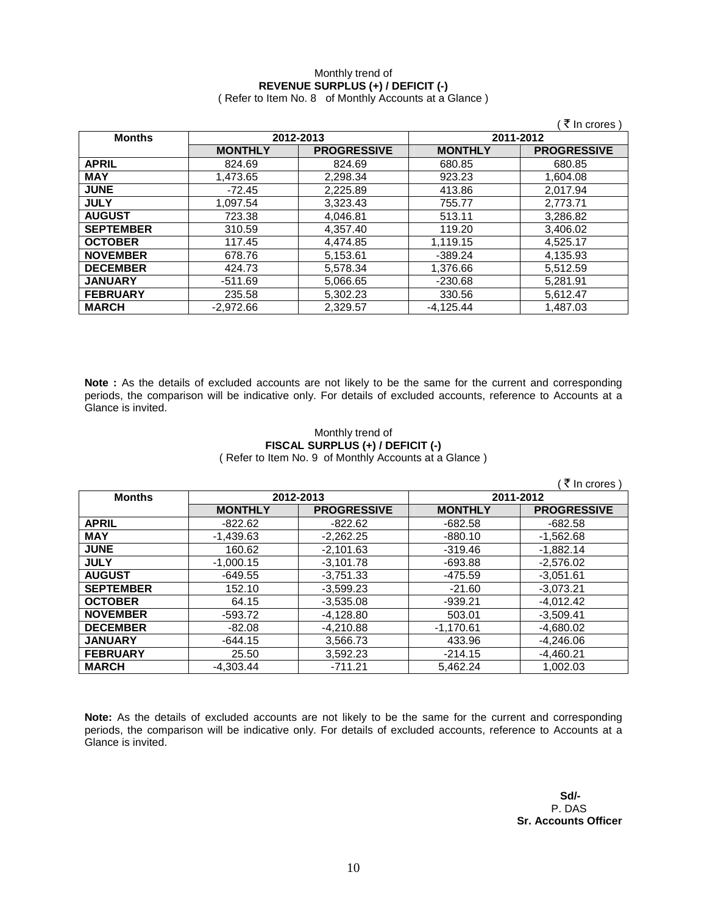Monthly trend of

**REVENUE SURPLUS (+) / DEFICIT (-)**

( Refer to Item No. 8 of Monthly Accounts at a Glance )

( ₹ In crores )

| Months | 2012-2013 | | 2011-2012 | |
|---|---|---|---|---|
| | **MONTHLY** | **PROGRESSIVE** | **MONTHLY** | **PROGRESSIVE** |
| **APRIL** | 824.69 | 824.69 | 680.85 | 680.85 |
| **MAY** | 1,473.65 | 2,298.34 | 923.23 | 1,604.08 |
| **JUNE** | -72.45 | 2,225.89 | 413.86 | 2,017.94 |
| **JULY** | 1,097.54 | 3,323.43 | 755.77 | 2,773.71 |
| **AUGUST** | 723.38 | 4,046.81 | 513.11 | 3,286.82 |
| **SEPTEMBER** | 310.59 | 4,357.40 | 119.20 | 3,406.02 |
| **OCTOBER** | 117.45 | 4,474.85 | 1,119.15 | 4,525.17 |
| **NOVEMBER** | 678.76 | 5,153.61 | -389.24 | 4,135.93 |
| **DECEMBER** | 424.73 | 5,578.34 | 1,376.66 | 5,512.59 |
| **JANUARY** | -511.69 | 5,066.65 | -230.68 | 5,281.91 |
| **FEBRUARY** | 235.58 | 5,302.23 | 330.56 | 5,612.47 |
| **MARCH** | -2,972.66 | 2,329.57 | -4,125.44 | 1,487.03 |

**Note :** As the details of excluded accounts are not likely to be the same for the current and corresponding periods, the comparison will be indicative only. For details of excluded accounts, reference to Accounts at a Glance is invited.

Monthly trend of

**FISCAL SURPLUS (+) / DEFICIT (-)**

( Refer to Item No. 9 of Monthly Accounts at a Glance )

( ₹ In crores )

| Months | 2012-2013 | | 2011-2012 | |
|---|---|---|---|---|
| | **MONTHLY** | **PROGRESSIVE** | **MONTHLY** | **PROGRESSIVE** |
| **APRIL** | -822.62 | -822.62 | -682.58 | -682.58 |
| **MAY** | -1,439.63 | -2,262.25 | -880.10 | -1,562.68 |
| **JUNE** | 160.62 | -2,101.63 | -319.46 | -1,882.14 |
| **JULY** | -1,000.15 | -3,101.78 | -693.88 | -2,576.02 |
| **AUGUST** | -649.55 | -3,751.33 | -475.59 | -3,051.61 |
| **SEPTEMBER** | 152.10 | -3,599.23 | -21.60 | -3,073.21 |
| **OCTOBER** | 64.15 | -3,535.08 | -939.21 | -4,012.42 |
| **NOVEMBER** | -593.72 | -4,128.80 | 503.01 | -3,509.41 |
| **DECEMBER** | -82.08 | -4,210.88 | -1,170.61 | -4,680.02 |
| **JANUARY** | -644.15 | 3,566.73 | 433.96 | -4,246.06 |
| **FEBRUARY** | 25.50 | 3,592.23 | -214.15 | -4,460.21 |
| **MARCH** | -4,303.44 | -711.21 | 5,462.24 | 1,002.03 |

**Note:** As the details of excluded accounts are not likely to be the same for the current and corresponding periods, the comparison will be indicative only. For details of excluded accounts, reference to Accounts at a Glance is invited.

**Sd/-**
P. DAS
**Sr. Accounts Officer**